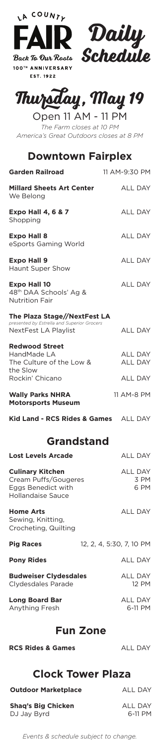LA COUNTY

# FAIR

Back To Our Roots

100[TH] ANNIVERSARY

EST. 1922

# Daily Schedule

## Thursday, May 19

Open 11 AM - 11 PM

*The Farm closes at 10 PM*

*America's Great Outdoors closes at 8 PM*

## Downtown Fairplex

| | |
|---|---|
| **Garden Railroad** | 11 AM-9:30 PM |
| **Millard Sheets Art Center**<br>We Belong | ALL DAY |
| **Expo Hall 4, 6 & 7**<br>Shopping | ALL DAY |
| **Expo Hall 8**<br>eSports Gaming World | ALL DAY |
| **Expo Hall 9**<br>Haunt Super Show | ALL DAY |
| **Expo Hall 10**<br>48th DAA Schools' Ag & Nutrition Fair | ALL DAY |
| **The Plaza Stage//NextFest LA**<br>*presented by Estrella and Superior Grocers*<br>NextFest LA Playlist | ALL DAY |
| **Redwood Street**<br>HandMade LA<br>The Culture of the Low & the Slow<br>Rockin' Chicano | ALL DAY<br>ALL DAY<br>ALL DAY |
| **Wally Parks NHRA Motorsports Museum** | 11 AM-8 PM |
| **Kid Land - RCS Rides & Games** | ALL DAY |

## Grandstand

| | |
|---|---|
| **Lost Levels Arcade** | ALL DAY |
| **Culinary Kitchen**<br>Cream Puffs/Gougeres<br>Eggs Benedict with Hollandaise Sauce | ALL DAY<br>3 PM<br>6 PM |
| **Home Arts**<br>Sewing, Knitting, Crocheting, Quilting | ALL DAY |
| **Pig Races** | 12, 2, 4, 5:30, 7, 10 PM |
| **Pony Rides** | ALL DAY |
| **Budweiser Clydesdales**<br>Clydesdales Parade | ALL DAY<br>12 PM |
| **Long Board Bar**<br>Anything Fresh | ALL DAY<br>6-11 PM |

## Fun Zone

| | |
|---|---|
| **RCS Rides & Games** | ALL DAY |

## Clock Tower Plaza

| | |
|---|---|
| **Outdoor Marketplace** | ALL DAY |
| **Shaq's Big Chicken**<br>DJ Jay Byrd | ALL DAY<br>6-11 PM |

*Events & schedule subject to change.*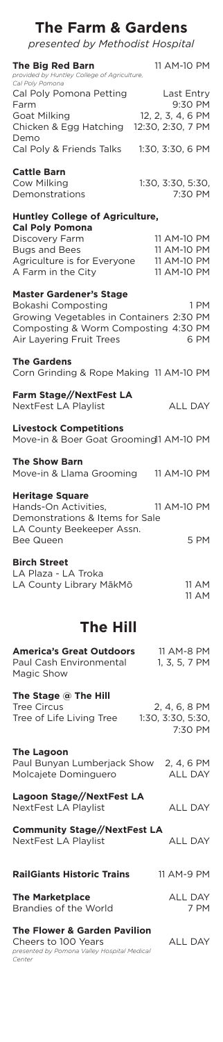# The Farm & Gardens

*presented by Methodist Hospital*

**The Big Red Barn** — 11 AM-10 PM
*provided by Huntley College of Agriculture, Cal Poly Pomona*
- Cal Poly Pomona Petting Farm — Last Entry 9:30 PM
- Goat Milking — 12, 2, 3, 4, 6 PM
- Chicken & Egg Hatching Demo — 12:30, 2:30, 7 PM
- Cal Poly & Friends Talks — 1:30, 3:30, 6 PM

**Cattle Barn**
- Cow Milking Demonstrations — 1:30, 3:30, 5:30, 7:30 PM

**Huntley College of Agriculture, Cal Poly Pomona**
- Discovery Farm — 11 AM-10 PM
- Bugs and Bees — 11 AM-10 PM
- Agriculture is for Everyone — 11 AM-10 PM
- A Farm in the City — 11 AM-10 PM

**Master Gardener's Stage**
- Bokashi Composting — 1 PM
- Growing Vegetables in Containers — 2:30 PM
- Composting & Worm Composting — 4:30 PM
- Air Layering Fruit Trees — 6 PM

**The Gardens**
- Corn Grinding & Rope Making — 11 AM-10 PM

**Farm Stage//NextFest LA**
- NextFest LA Playlist — ALL DAY

**Livestock Competitions**
- Move-in & Boer Goat Grooming — 11 AM-10 PM

**The Show Barn**
- Move-in & Llama Grooming — 11 AM-10 PM

**Heritage Square**
- Hands-On Activities, Demonstrations & Items for Sale — 11 AM-10 PM
- LA County Beekeeper Assn. Bee Queen — 5 PM

**Birch Street**
- LA Plaza - LA Troka — 11 AM
- LA County Library MākMō — 11 AM

# The Hill

**America's Great Outdoors** — 11 AM-8 PM
- Paul Cash Environmental Magic Show — 1, 3, 5, 7 PM

**The Stage @ The Hill**
- Tree Circus — 2, 4, 6, 8 PM
- Tree of Life Living Tree — 1:30, 3:30, 5:30, 7:30 PM

**The Lagoon**
- Paul Bunyan Lumberjack Show — 2, 4, 6 PM
- Molcajete Dominguero — ALL DAY

**Lagoon Stage//NextFest LA**
- NextFest LA Playlist — ALL DAY

**Community Stage//NextFest LA**
- NextFest LA Playlist — ALL DAY

**RailGiants Historic Trains** — 11 AM-9 PM

**The Marketplace** — ALL DAY
- Brandies of the World — 7 PM

**The Flower & Garden Pavilion**
- Cheers to 100 Years — ALL DAY
*presented by Pomona Valley Hospital Medical Center*